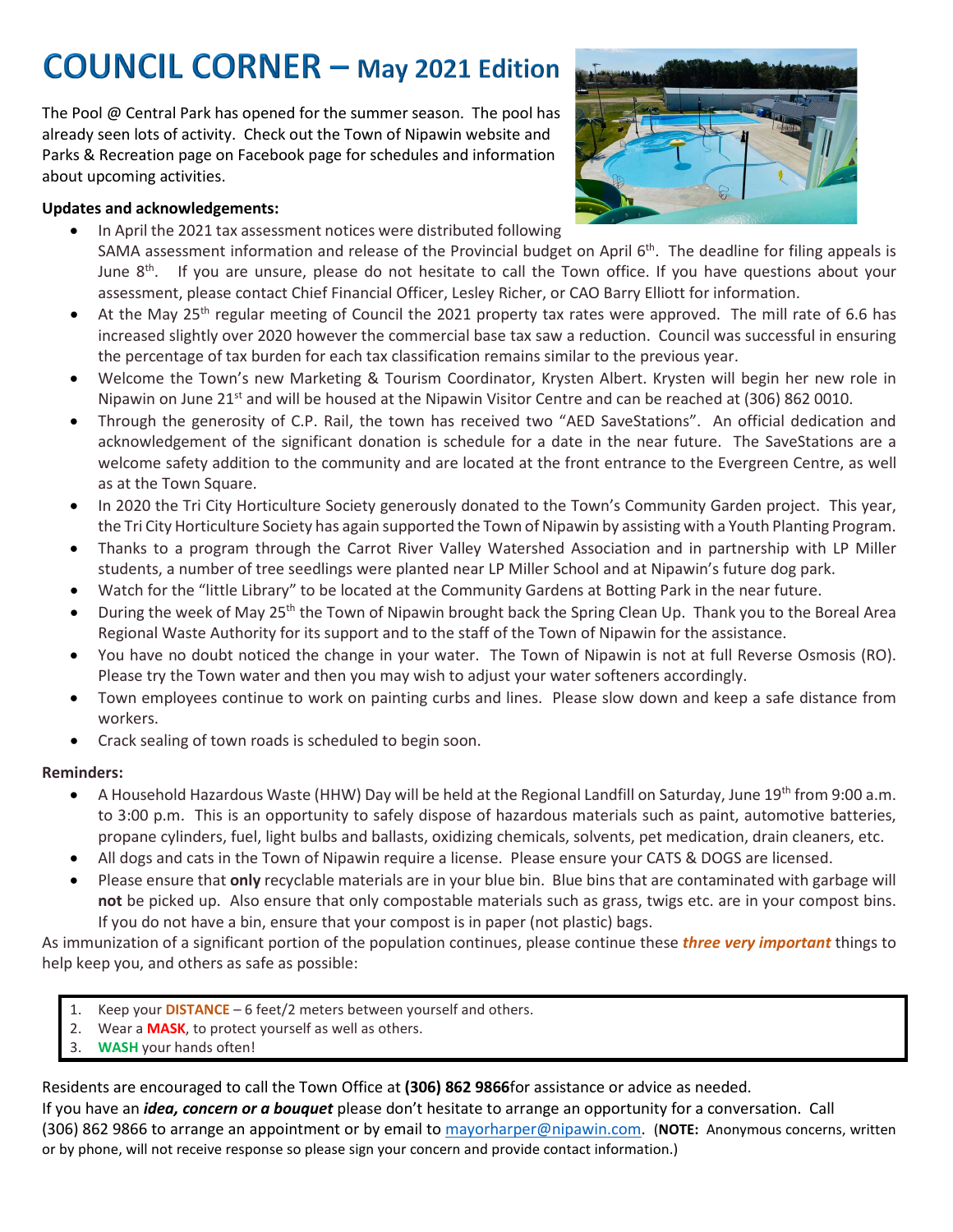# COUNCIL CORNER – May 2021 Edition

The Pool @ Central Park has opened for the summer season. The pool has already seen lots of activity. Check out the Town of Nipawin website and Parks & Recreation page on Facebook page for schedules and information about upcoming activities.

**Updates and acknowledgements:**

- In April the 2021 tax assessment notices were distributed following SAMA assessment information and release of the Provincial budget on April 6th. The deadline for filing appeals is June 8th. If you are unsure, please do not hesitate to call the Town office. If you have questions about your assessment, please contact Chief Financial Officer, Lesley Richer, or CAO Barry Elliott for information.
- At the May 25th regular meeting of Council the 2021 property tax rates were approved. The mill rate of 6.6 has increased slightly over 2020 however the commercial base tax saw a reduction. Council was successful in ensuring the percentage of tax burden for each tax classification remains similar to the previous year.
- Welcome the Town's new Marketing & Tourism Coordinator, Krysten Albert. Krysten will begin her new role in Nipawin on June 21st and will be housed at the Nipawin Visitor Centre and can be reached at (306) 862 0010.
- Through the generosity of C.P. Rail, the town has received two "AED SaveStations". An official dedication and acknowledgement of the significant donation is schedule for a date in the near future. The SaveStations are a welcome safety addition to the community and are located at the front entrance to the Evergreen Centre, as well as at the Town Square.
- In 2020 the Tri City Horticulture Society generously donated to the Town's Community Garden project. This year, the Tri City Horticulture Society has again supported the Town of Nipawin by assisting with a Youth Planting Program.
- Thanks to a program through the Carrot River Valley Watershed Association and in partnership with LP Miller students, a number of tree seedlings were planted near LP Miller School and at Nipawin's future dog park.
- Watch for the "little Library" to be located at the Community Gardens at Botting Park in the near future.
- During the week of May 25th the Town of Nipawin brought back the Spring Clean Up. Thank you to the Boreal Area Regional Waste Authority for its support and to the staff of the Town of Nipawin for the assistance.
- You have no doubt noticed the change in your water. The Town of Nipawin is not at full Reverse Osmosis (RO). Please try the Town water and then you may wish to adjust your water softeners accordingly.
- Town employees continue to work on painting curbs and lines. Please slow down and keep a safe distance from workers.
- Crack sealing of town roads is scheduled to begin soon.

**Reminders:**

- A Household Hazardous Waste (HHW) Day will be held at the Regional Landfill on Saturday, June 19th from 9:00 a.m. to 3:00 p.m. This is an opportunity to safely dispose of hazardous materials such as paint, automotive batteries, propane cylinders, fuel, light bulbs and ballasts, oxidizing chemicals, solvents, pet medication, drain cleaners, etc.
- All dogs and cats in the Town of Nipawin require a license. Please ensure your CATS & DOGS are licensed.
- Please ensure that **only** recyclable materials are in your blue bin. Blue bins that are contaminated with garbage will **not** be picked up. Also ensure that only compostable materials such as grass, twigs etc. are in your compost bins. If you do not have a bin, ensure that your compost is in paper (not plastic) bags.

As immunization of a significant portion of the population continues, please continue these ***three very important*** things to help keep you, and others as safe as possible:

1. Keep your **DISTANCE** – 6 feet/2 meters between yourself and others.
2. Wear a **MASK**, to protect yourself as well as others.
3. **WASH** your hands often!

Residents are encouraged to call the Town Office at **(306) 862 9866**for assistance or advice as needed.

If you have an ***idea, concern or a bouquet*** please don't hesitate to arrange an opportunity for a conversation. Call (306) 862 9866 to arrange an appointment or by email to mayorharper@nipawin.com. (**NOTE:** Anonymous concerns, written or by phone, will not receive response so please sign your concern and provide contact information.)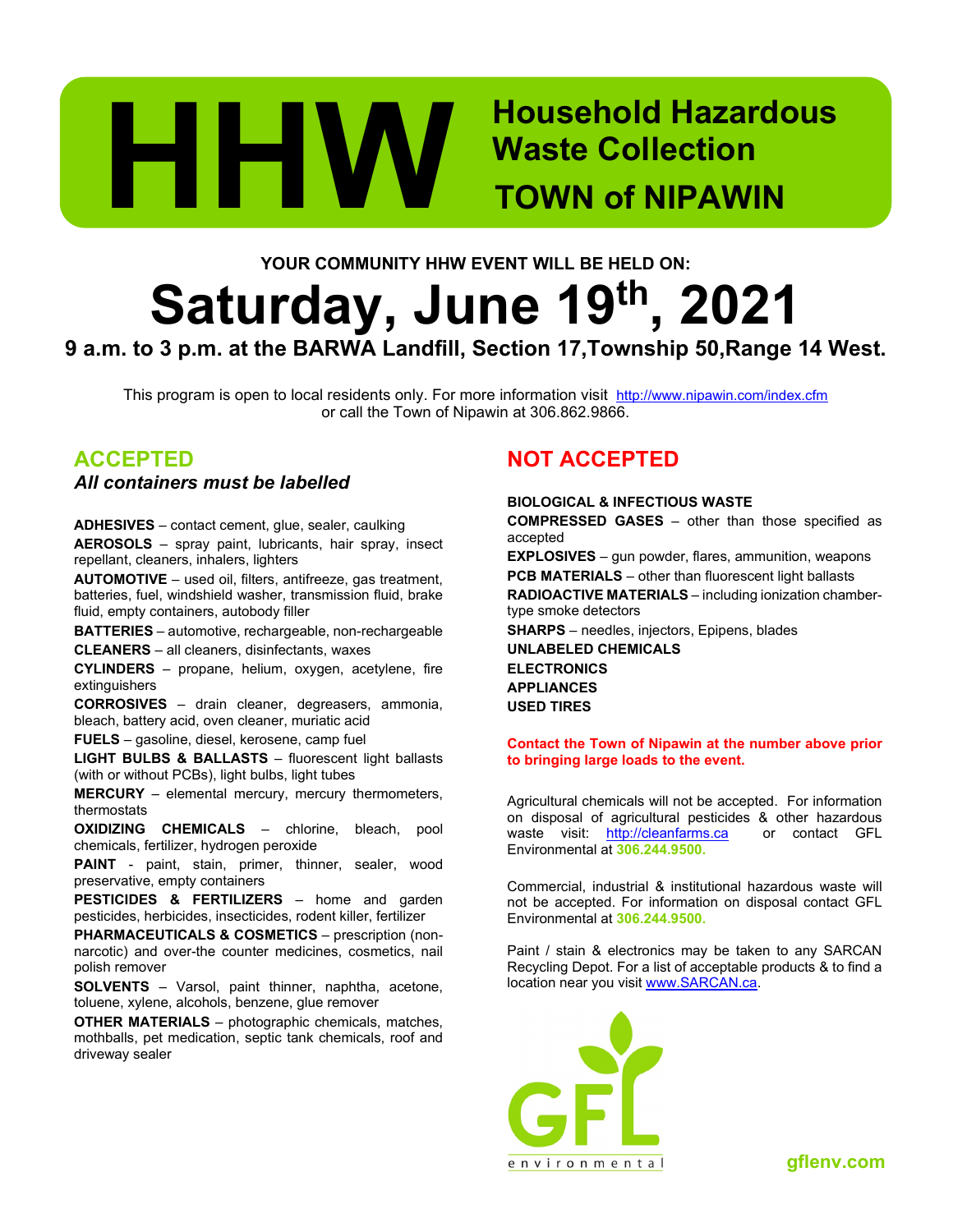# HHW

## Household Hazardous Waste Collection

## TOWN of NIPAWIN

**YOUR COMMUNITY HHW EVENT WILL BE HELD ON:**

# Saturday, June 19th, 2021

**9 a.m. to 3 p.m. at the BARWA Landfill, Section 17,Township 50,Range 14 West.**

This program is open to local residents only. For more information visit http://www.nipawin.com/index.cfm or call the Town of Nipawin at 306.862.9866.

## ACCEPTED

***All containers must be labelled***

**ADHESIVES** – contact cement, glue, sealer, caulking

**AEROSOLS** – spray paint, lubricants, hair spray, insect repellant, cleaners, inhalers, lighters

**AUTOMOTIVE** – used oil, filters, antifreeze, gas treatment, batteries, fuel, windshield washer, transmission fluid, brake fluid, empty containers, autobody filler

**BATTERIES** – automotive, rechargeable, non-rechargeable

**CLEANERS** – all cleaners, disinfectants, waxes

**CYLINDERS** – propane, helium, oxygen, acetylene, fire extinguishers

**CORROSIVES** – drain cleaner, degreasers, ammonia, bleach, battery acid, oven cleaner, muriatic acid

**FUELS** – gasoline, diesel, kerosene, camp fuel

**LIGHT BULBS & BALLASTS** – fluorescent light ballasts (with or without PCBs), light bulbs, light tubes

**MERCURY** – elemental mercury, mercury thermometers, thermostats

**OXIDIZING CHEMICALS** – chlorine, bleach, pool chemicals, fertilizer, hydrogen peroxide

**PAINT** - paint, stain, primer, thinner, sealer, wood preservative, empty containers

**PESTICIDES & FERTILIZERS** – home and garden pesticides, herbicides, insecticides, rodent killer, fertilizer

**PHARMACEUTICALS & COSMETICS** – prescription (non-narcotic) and over-the counter medicines, cosmetics, nail polish remover

**SOLVENTS** – Varsol, paint thinner, naphtha, acetone, toluene, xylene, alcohols, benzene, glue remover

**OTHER MATERIALS** – photographic chemicals, matches, mothballs, pet medication, septic tank chemicals, roof and driveway sealer

## NOT ACCEPTED

**BIOLOGICAL & INFECTIOUS WASTE**

**COMPRESSED GASES** – other than those specified as accepted

**EXPLOSIVES** – gun powder, flares, ammunition, weapons

**PCB MATERIALS** – other than fluorescent light ballasts

**RADIOACTIVE MATERIALS** – including ionization chamber-type smoke detectors

**SHARPS** – needles, injectors, Epipens, blades

**UNLABELED CHEMICALS**

**ELECTRONICS**

**APPLIANCES**

**USED TIRES**

**Contact the Town of Nipawin at the number above prior to bringing large loads to the event.**

Agricultural chemicals will not be accepted. For information on disposal of agricultural pesticides & other hazardous waste visit: http://cleanfarms.ca or contact GFL Environmental at **306.244.9500.**

Commercial, industrial & institutional hazardous waste will not be accepted. For information on disposal contact GFL Environmental at **306.244.9500.**

Paint / stain & electronics may be taken to any SARCAN Recycling Depot. For a list of acceptable products & to find a location near you visit www.SARCAN.ca.

GFL environmental

gflenv.com